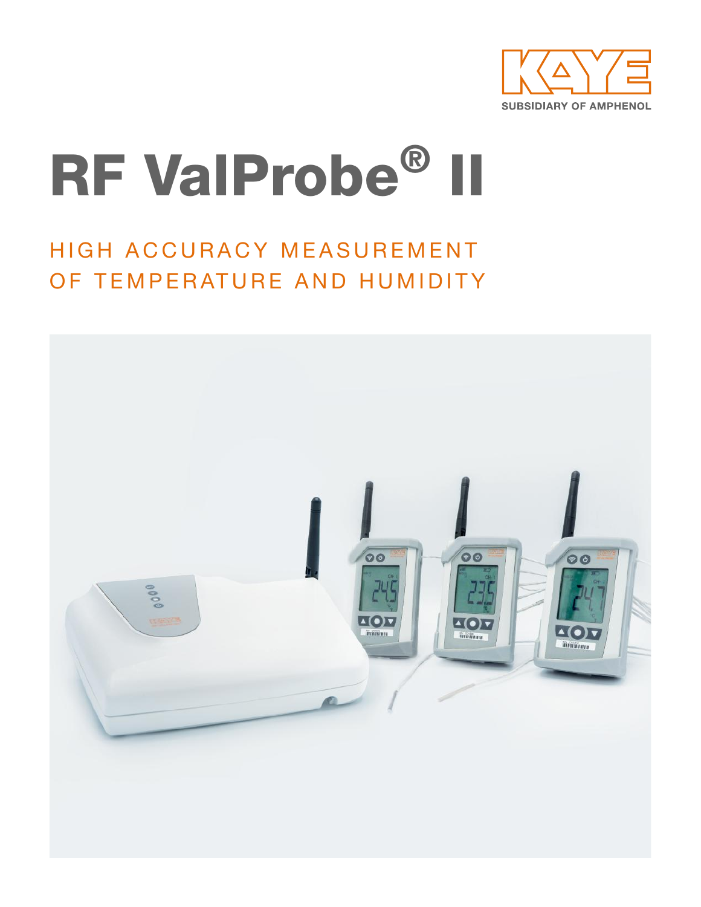KAYE

SUBSIDIARY OF AMPHENOL

# RF ValProbe® II

## HIGH ACCURACY MEASUREMENT OF TEMPERATURE AND HUMIDITY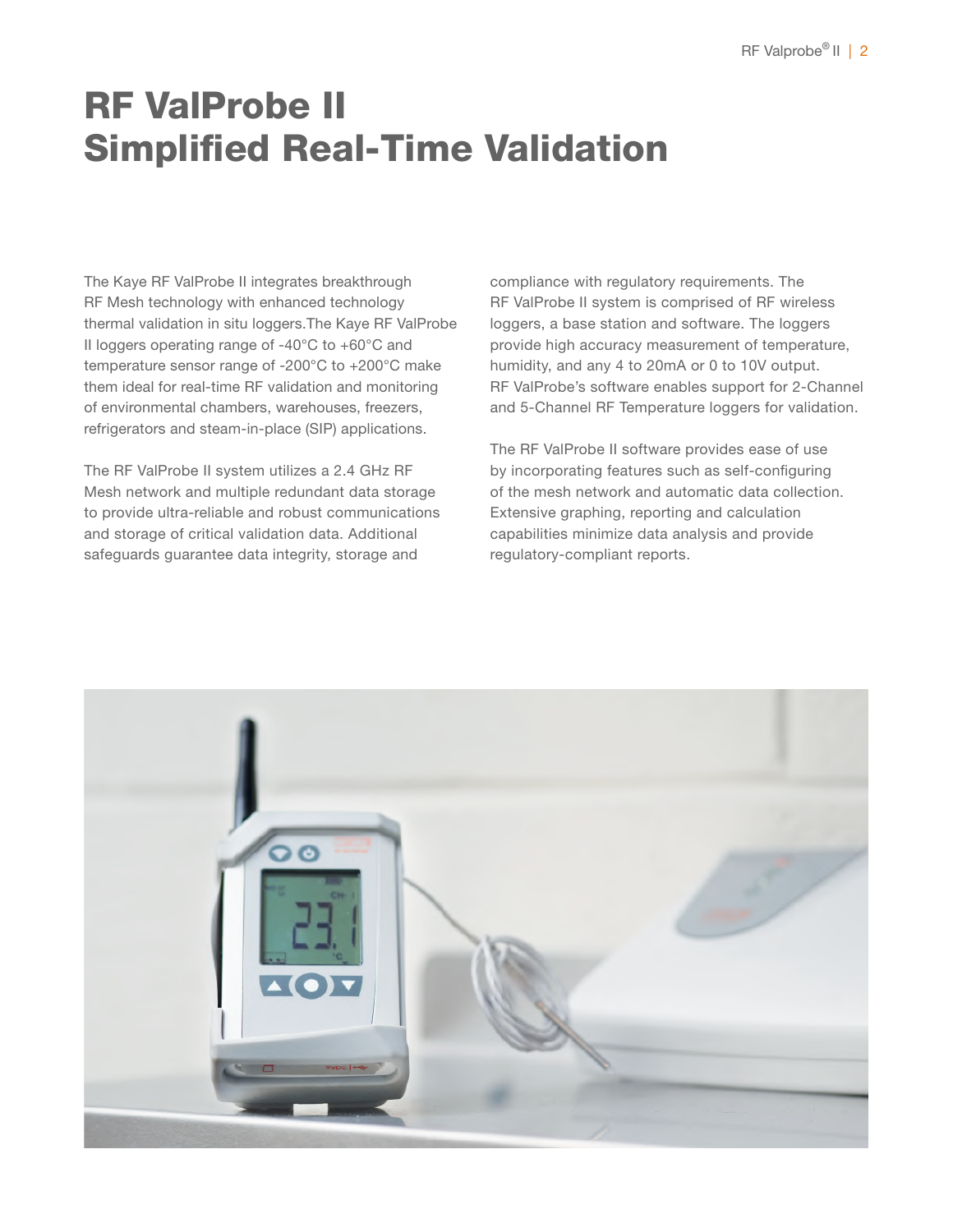# RF ValProbe II Simplified Real-Time Validation

The Kaye RF ValProbe II integrates breakthrough RF Mesh technology with enhanced technology thermal validation in situ loggers.The Kaye RF ValProbe II loggers operating range of -40°C to +60°C and temperature sensor range of -200°C to +200°C make them ideal for real-time RF validation and monitoring of environmental chambers, warehouses, freezers, refrigerators and steam-in-place (SIP) applications.

The RF ValProbe II system utilizes a 2.4 GHz RF Mesh network and multiple redundant data storage to provide ultra-reliable and robust communications and storage of critical validation data. Additional safeguards guarantee data integrity, storage and compliance with regulatory requirements. The RF ValProbe II system is comprised of RF wireless loggers, a base station and software. The loggers provide high accuracy measurement of temperature, humidity, and any 4 to 20mA or 0 to 10V output. RF ValProbe's software enables support for 2-Channel and 5-Channel RF Temperature loggers for validation.

The RF ValProbe II software provides ease of use by incorporating features such as self-configuring of the mesh network and automatic data collection. Extensive graphing, reporting and calculation capabilities minimize data analysis and provide regulatory-compliant reports.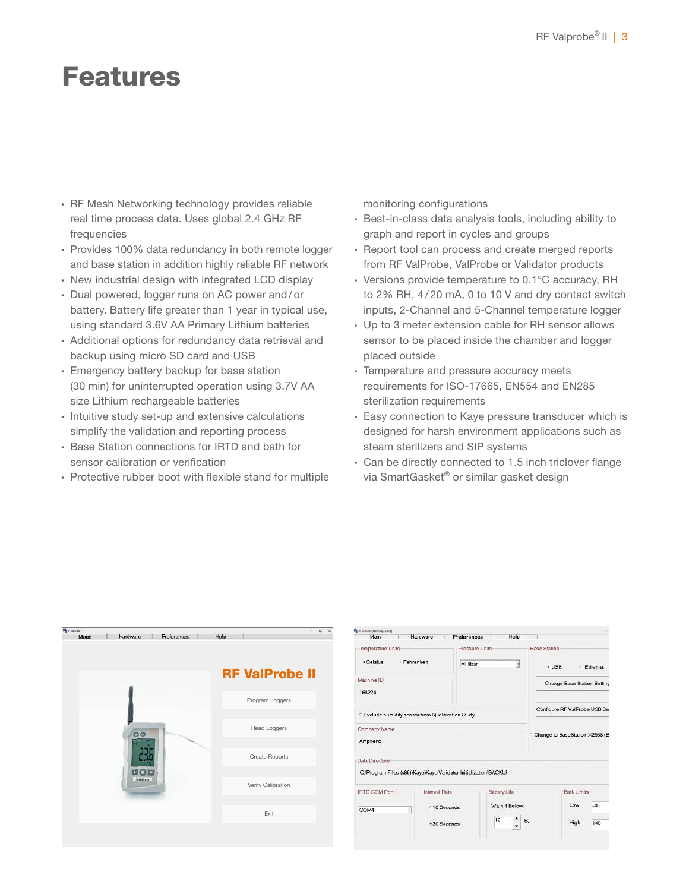# Features

- RF Mesh Networking technology provides reliable real time process data. Uses global 2.4 GHz RF frequencies
- Provides 100% data redundancy in both remote logger and base station in addition highly reliable RF network
- New industrial design with integrated LCD display
- Dual powered, logger runs on AC power and/or battery. Battery life greater than 1 year in typical use, using standard 3.6V AA Primary Lithium batteries
- Additional options for redundancy data retrieval and backup using micro SD card and USB
- Emergency battery backup for base station (30 min) for uninterrupted operation using 3.7V AA size Lithium rechargeable batteries
- Intuitive study set-up and extensive calculations simplify the validation and reporting process
- Base Station connections for IRTD and bath for sensor calibration or verification
- Protective rubber boot with flexible stand for multiple monitoring configurations
- Best-in-class data analysis tools, including ability to graph and report in cycles and groups
- Report tool can process and create merged reports from RF ValProbe, ValProbe or Validator products
- Versions provide temperature to 0.1°C accuracy, RH to 2% RH, 4/20 mA, 0 to 10 V and dry contact switch inputs, 2-Channel and 5-Channel temperature logger
- Up to 3 meter extension cable for RH sensor allows sensor to be placed inside the chamber and logger placed outside
- Temperature and pressure accuracy meets requirements for ISO-17665, EN554 and EN285 sterilization requirements
- Easy connection to Kaye pressure transducer which is designed for harsh environment applications such as steam sterilizers and SIP systems
- Can be directly connected to 1.5 inch triclover flange via SmartGasket® or similar gasket design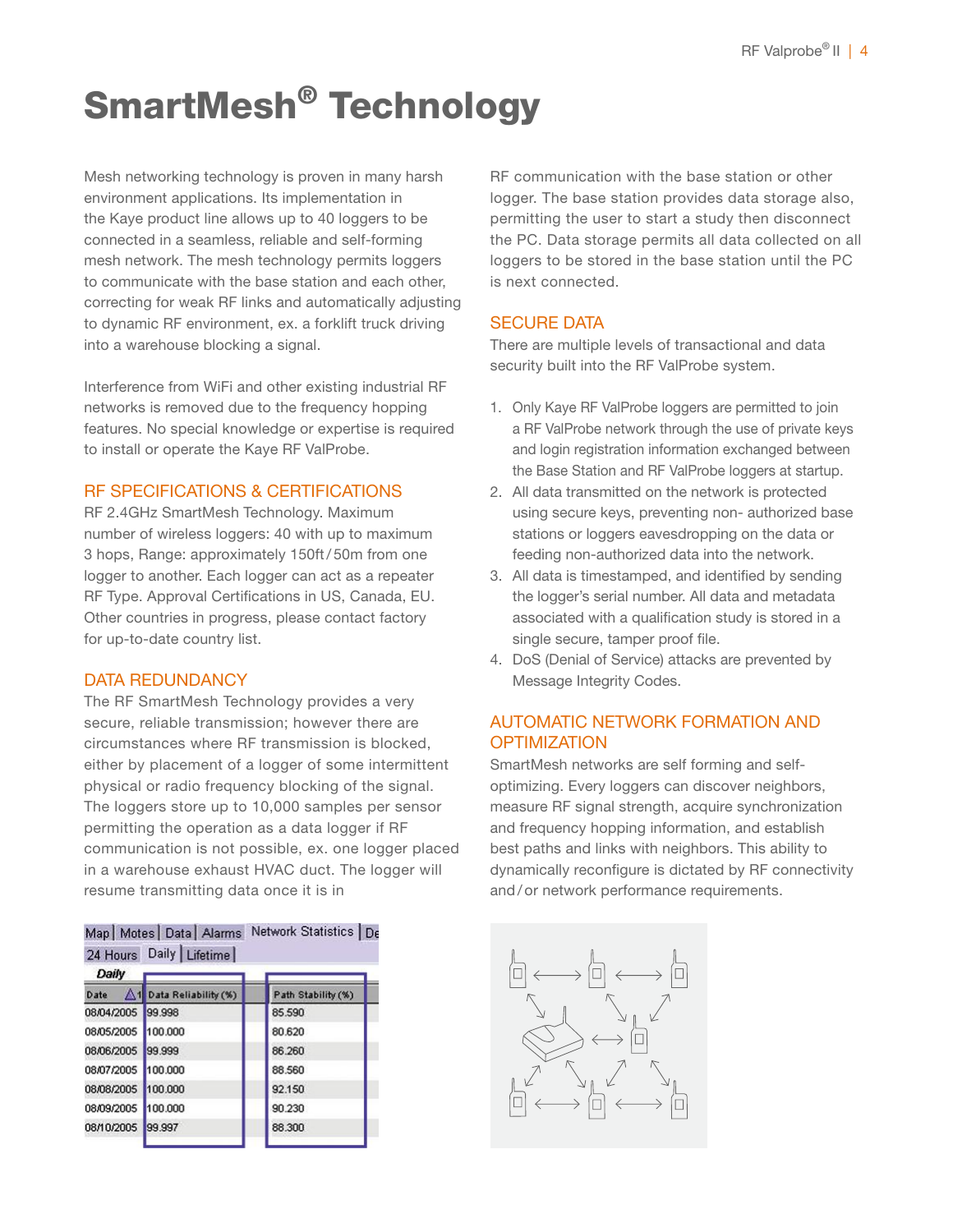# SmartMesh® Technology

Mesh networking technology is proven in many harsh environment applications. Its implementation in the Kaye product line allows up to 40 loggers to be connected in a seamless, reliable and self-forming mesh network. The mesh technology permits loggers to communicate with the base station and each other, correcting for weak RF links and automatically adjusting to dynamic RF environment, ex. a forklift truck driving into a warehouse blocking a signal.

Interference from WiFi and other existing industrial RF networks is removed due to the frequency hopping features. No special knowledge or expertise is required to install or operate the Kaye RF ValProbe.

## RF SPECIFICATIONS & CERTIFICATIONS

RF 2.4GHz SmartMesh Technology. Maximum number of wireless loggers: 40 with up to maximum 3 hops, Range: approximately 150ft / 50m from one logger to another. Each logger can act as a repeater RF Type. Approval Certifications in US, Canada, EU. Other countries in progress, please contact factory for up-to-date country list.

## DATA REDUNDANCY

The RF SmartMesh Technology provides a very secure, reliable transmission; however there are circumstances where RF transmission is blocked, either by placement of a logger of some intermittent physical or radio frequency blocking of the signal. The loggers store up to 10,000 samples per sensor permitting the operation as a data logger if RF communication is not possible, ex. one logger placed in a warehouse exhaust HVAC duct. The logger will resume transmitting data once it is in RF communication with the base station or other logger. The base station provides data storage also, permitting the user to start a study then disconnect the PC. Data storage permits all data collected on all loggers to be stored in the base station until the PC is next connected.

| Date | Data Reliability (%) | Path Stability (%) |
|---|---|---|
| 08/04/2005 | 99.998 | 85.590 |
| 08/05/2005 | 100.000 | 80.620 |
| 08/06/2005 | 99.999 | 86.260 |
| 08/07/2005 | 100.000 | 88.560 |
| 08/08/2005 | 100.000 | 92.150 |
| 08/09/2005 | 100.000 | 90.230 |
| 08/10/2005 | 99.997 | 88.300 |

## SECURE DATA

There are multiple levels of transactional and data security built into the RF ValProbe system.

1. Only Kaye RF ValProbe loggers are permitted to join a RF ValProbe network through the use of private keys and login registration information exchanged between the Base Station and RF ValProbe loggers at startup.
2. All data transmitted on the network is protected using secure keys, preventing non- authorized base stations or loggers eavesdropping on the data or feeding non-authorized data into the network.
3. All data is timestamped, and identified by sending the logger's serial number. All data and metadata associated with a qualification study is stored in a single secure, tamper proof file.
4. DoS (Denial of Service) attacks are prevented by Message Integrity Codes.

## AUTOMATIC NETWORK FORMATION AND OPTIMIZATION

SmartMesh networks are self forming and self-optimizing. Every loggers can discover neighbors, measure RF signal strength, acquire synchronization and frequency hopping information, and establish best paths and links with neighbors. This ability to dynamically reconfigure is dictated by RF connectivity and / or network performance requirements.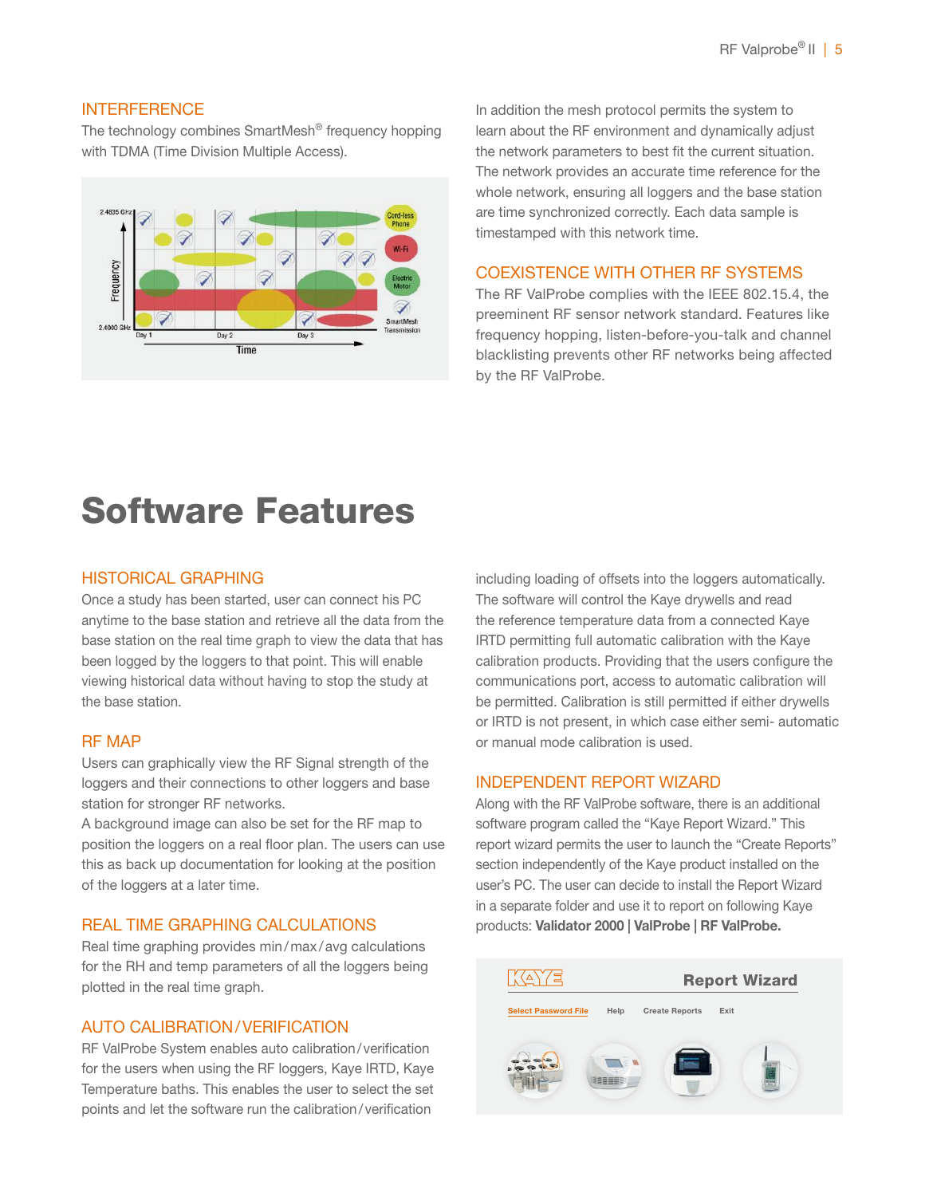## INTERFERENCE

The technology combines SmartMesh® frequency hopping with TDMA (Time Division Multiple Access).

In addition the mesh protocol permits the system to learn about the RF environment and dynamically adjust the network parameters to best fit the current situation. The network provides an accurate time reference for the whole network, ensuring all loggers and the base station are time synchronized correctly. Each data sample is timestamped with this network time.

## COEXISTENCE WITH OTHER RF SYSTEMS

The RF ValProbe complies with the IEEE 802.15.4, the preeminent RF sensor network standard. Features like frequency hopping, listen-before-you-talk and channel blacklisting prevents other RF networks being affected by the RF ValProbe.

# Software Features

## HISTORICAL GRAPHING

Once a study has been started, user can connect his PC anytime to the base station and retrieve all the data from the base station on the real time graph to view the data that has been logged by the loggers to that point. This will enable viewing historical data without having to stop the study at the base station.

## RF MAP

Users can graphically view the RF Signal strength of the loggers and their connections to other loggers and base station for stronger RF networks.
A background image can also be set for the RF map to position the loggers on a real floor plan. The users can use this as back up documentation for looking at the position of the loggers at a later time.

## REAL TIME GRAPHING CALCULATIONS

Real time graphing provides min / max / avg calculations for the RH and temp parameters of all the loggers being plotted in the real time graph.

## AUTO CALIBRATION / VERIFICATION

RF ValProbe System enables auto calibration / verification for the users when using the RF loggers, Kaye IRTD, Kaye Temperature baths. This enables the user to select the set points and let the software run the calibration / verification including loading of offsets into the loggers automatically. The software will control the Kaye drywells and read the reference temperature data from a connected Kaye IRTD permitting full automatic calibration with the Kaye calibration products. Providing that the users configure the communications port, access to automatic calibration will be permitted. Calibration is still permitted if either drywells or IRTD is not present, in which case either semi- automatic or manual mode calibration is used.

## INDEPENDENT REPORT WIZARD

Along with the RF ValProbe software, there is an additional software program called the "Kaye Report Wizard." This report wizard permits the user to launch the "Create Reports" section independently of the Kaye product installed on the user's PC. The user can decide to install the Report Wizard in a separate folder and use it to report on following Kaye products: **Validator 2000 | ValProbe | RF ValProbe.**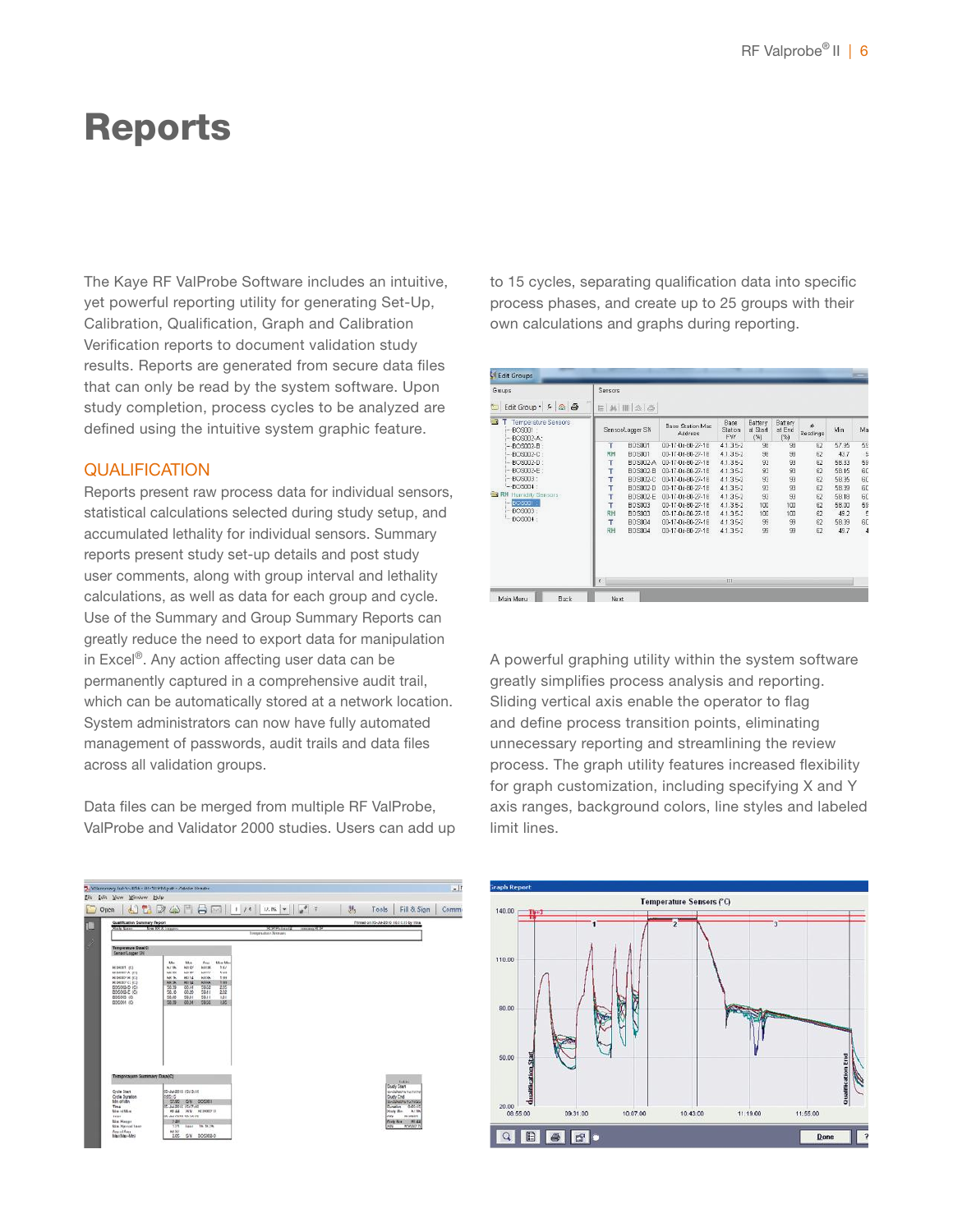# Reports

The Kaye RF ValProbe Software includes an intuitive, yet powerful reporting utility for generating Set-Up, Calibration, Qualification, Graph and Calibration Verification reports to document validation study results. Reports are generated from secure data files that can only be read by the system software. Upon study completion, process cycles to be analyzed are defined using the intuitive system graphic feature.

## QUALIFICATION

Reports present raw process data for individual sensors, statistical calculations selected during study setup, and accumulated lethality for individual sensors. Summary reports present study set-up details and post study user comments, along with group interval and lethality calculations, as well as data for each group and cycle. Use of the Summary and Group Summary Reports can greatly reduce the need to export data for manipulation in Excel®. Any action affecting user data can be permanently captured in a comprehensive audit trail, which can be automatically stored at a network location. System administrators can now have fully automated management of passwords, audit trails and data files across all validation groups.

Data files can be merged from multiple RF ValProbe, ValProbe and Validator 2000 studies. Users can add up to 15 cycles, separating qualification data into specific process phases, and create up to 25 groups with their own calculations and graphs during reporting.

A powerful graphing utility within the system software greatly simplifies process analysis and reporting. Sliding vertical axis enable the operator to flag and define process transition points, eliminating unnecessary reporting and streamlining the review process. The graph utility features increased flexibility for graph customization, including specifying X and Y axis ranges, background colors, line styles and labeled limit lines.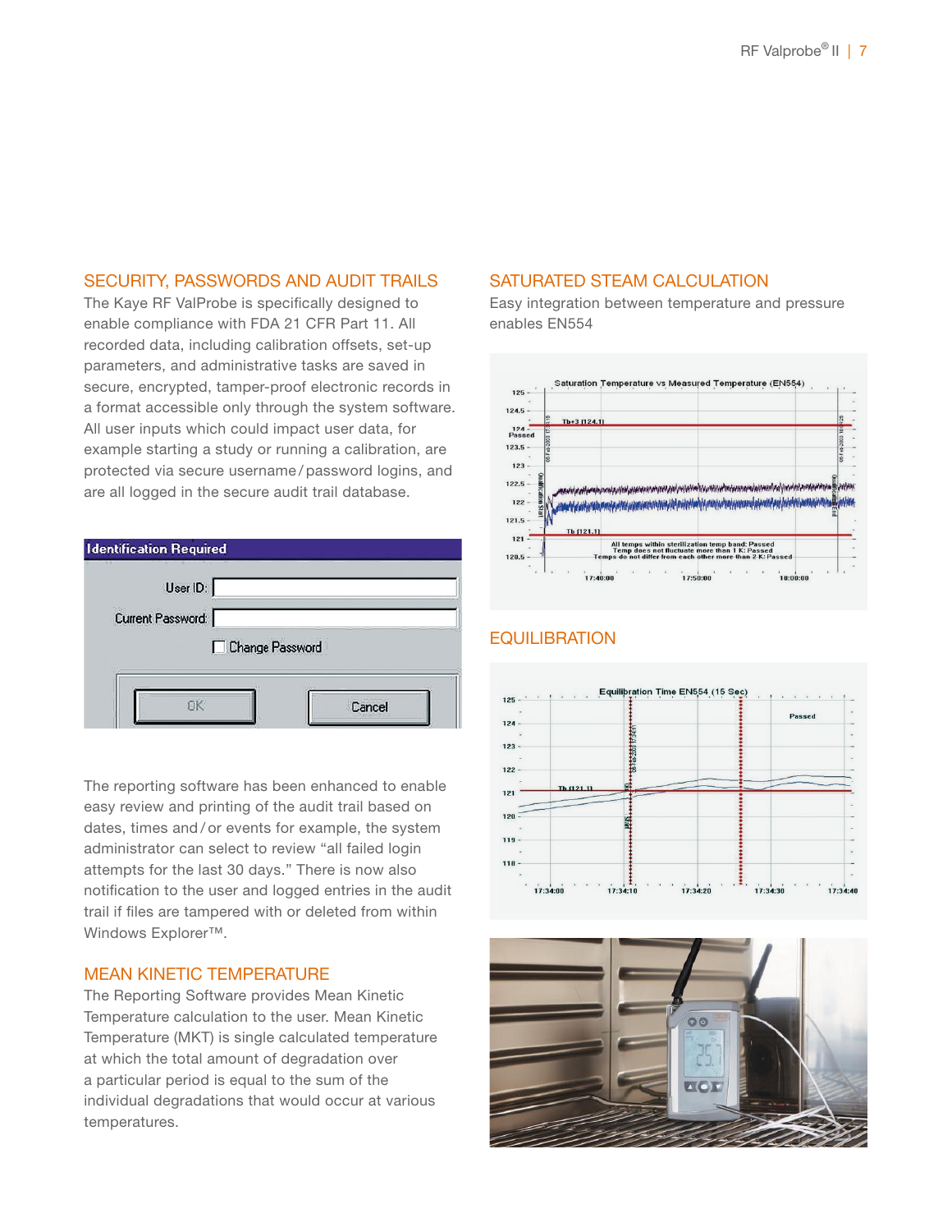## SECURITY, PASSWORDS AND AUDIT TRAILS

The Kaye RF ValProbe is specifically designed to enable compliance with FDA 21 CFR Part 11. All recorded data, including calibration offsets, set-up parameters, and administrative tasks are saved in secure, encrypted, tamper-proof electronic records in a format accessible only through the system software. All user inputs which could impact user data, for example starting a study or running a calibration, are protected via secure username/password logins, and are all logged in the secure audit trail database.

The reporting software has been enhanced to enable easy review and printing of the audit trail based on dates, times and/or events for example, the system administrator can select to review “all failed login attempts for the last 30 days.” There is now also notification to the user and logged entries in the audit trail if files are tampered with or deleted from within Windows Explorer™.

## MEAN KINETIC TEMPERATURE

The Reporting Software provides Mean Kinetic Temperature calculation to the user. Mean Kinetic Temperature (MKT) is single calculated temperature at which the total amount of degradation over a particular period is equal to the sum of the individual degradations that would occur at various temperatures.

## SATURATED STEAM CALCULATION

Easy integration between temperature and pressure enables EN554

## EQUILIBRATION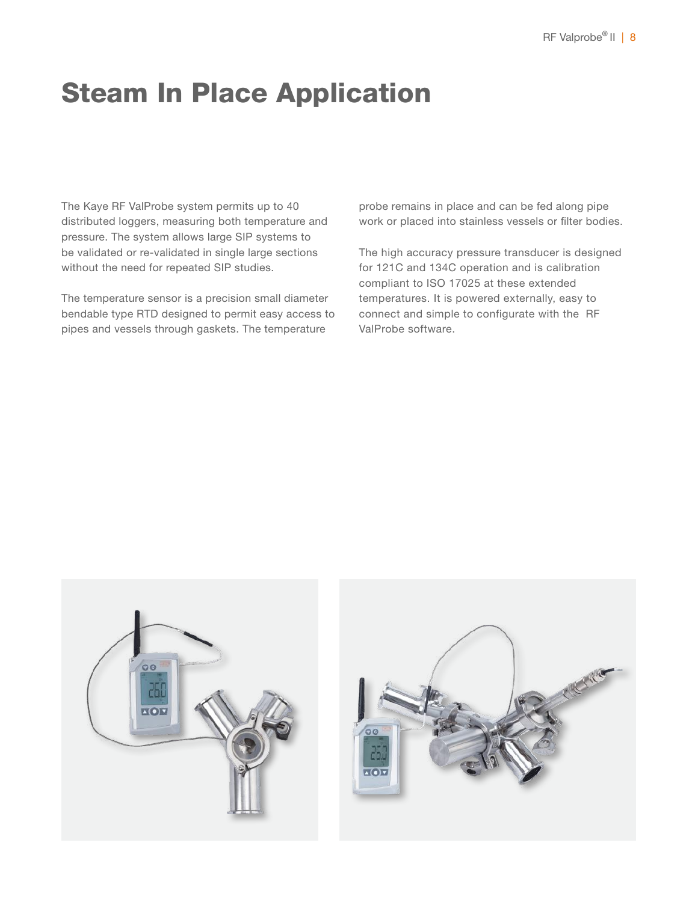# Steam In Place Application

The Kaye RF ValProbe system permits up to 40 distributed loggers, measuring both temperature and pressure. The system allows large SIP systems to be validated or re-validated in single large sections without the need for repeated SIP studies.

The temperature sensor is a precision small diameter bendable type RTD designed to permit easy access to pipes and vessels through gaskets. The temperature probe remains in place and can be fed along pipe work or placed into stainless vessels or filter bodies.

The high accuracy pressure transducer is designed for 121C and 134C operation and is calibration compliant to ISO 17025 at these extended temperatures. It is powered externally, easy to connect and simple to configurate with the RF ValProbe software.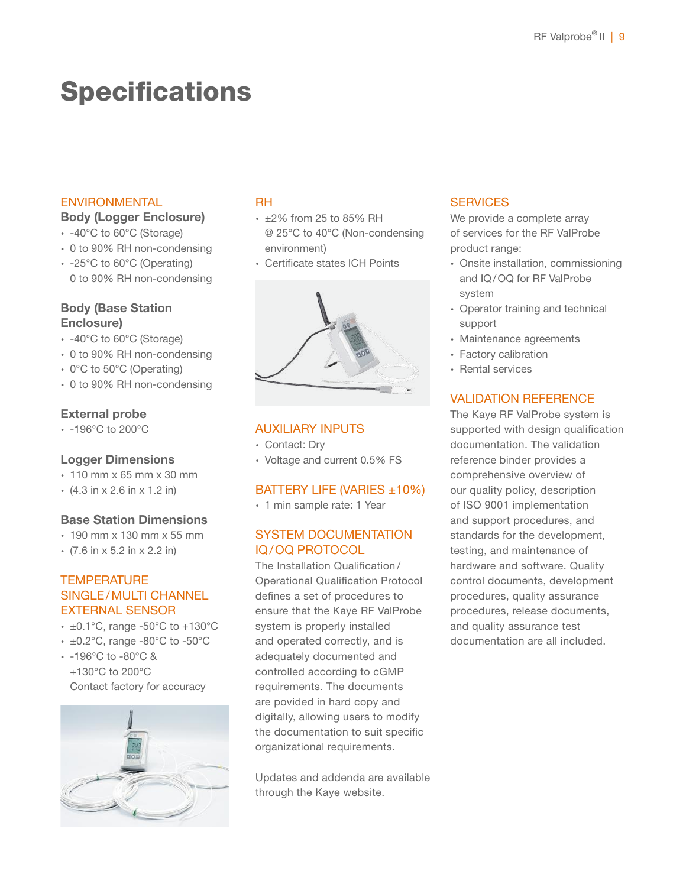# Specifications

## ENVIRONMENTAL

### Body (Logger Enclosure)

- -40°C to 60°C (Storage)
- 0 to 90% RH non-condensing
- -25°C to 60°C (Operating)
  0 to 90% RH non-condensing

### Body (Base Station Enclosure)

- -40°C to 60°C (Storage)
- 0 to 90% RH non-condensing
- 0°C to 50°C (Operating)
- 0 to 90% RH non-condensing

### External probe

- -196°C to 200°C

### Logger Dimensions

- 110 mm x 65 mm x 30 mm
- (4.3 in x 2.6 in x 1.2 in)

### Base Station Dimensions

- 190 mm x 130 mm x 55 mm
- (7.6 in x 5.2 in x 2.2 in)

## TEMPERATURE SINGLE/MULTI CHANNEL EXTERNAL SENSOR

- ±0.1°C, range -50°C to +130°C
- ±0.2°C, range -80°C to -50°C
- -196°C to -80°C &
  +130°C to 200°C
  Contact factory for accuracy

## RH

- ±2% from 25 to 85% RH
  @ 25°C to 40°C (Non-condensing environment)
- Certificate states ICH Points

## AUXILIARY INPUTS

- Contact: Dry
- Voltage and current 0.5% FS

## BATTERY LIFE (VARIES ±10%)

- 1 min sample rate: 1 Year

## SYSTEM DOCUMENTATION IQ/OQ PROTOCOL

The Installation Qualification/ Operational Qualification Protocol defines a set of procedures to ensure that the Kaye RF ValProbe system is properly installed and operated correctly, and is adequately documented and controlled according to cGMP requirements. The documents are povided in hard copy and digitally, allowing users to modify the documentation to suit specific organizational requirements.

Updates and addenda are available through the Kaye website.

## SERVICES

We provide a complete array of services for the RF ValProbe product range:

- Onsite installation, commissioning and IQ/OQ for RF ValProbe system
- Operator training and technical support
- Maintenance agreements
- Factory calibration
- Rental services

## VALIDATION REFERENCE

The Kaye RF ValProbe system is supported with design qualification documentation. The validation reference binder provides a comprehensive overview of our quality policy, description of ISO 9001 implementation and support procedures, and standards for the development, testing, and maintenance of hardware and software. Quality control documents, development procedures, quality assurance procedures, release documents, and quality assurance test documentation are all included.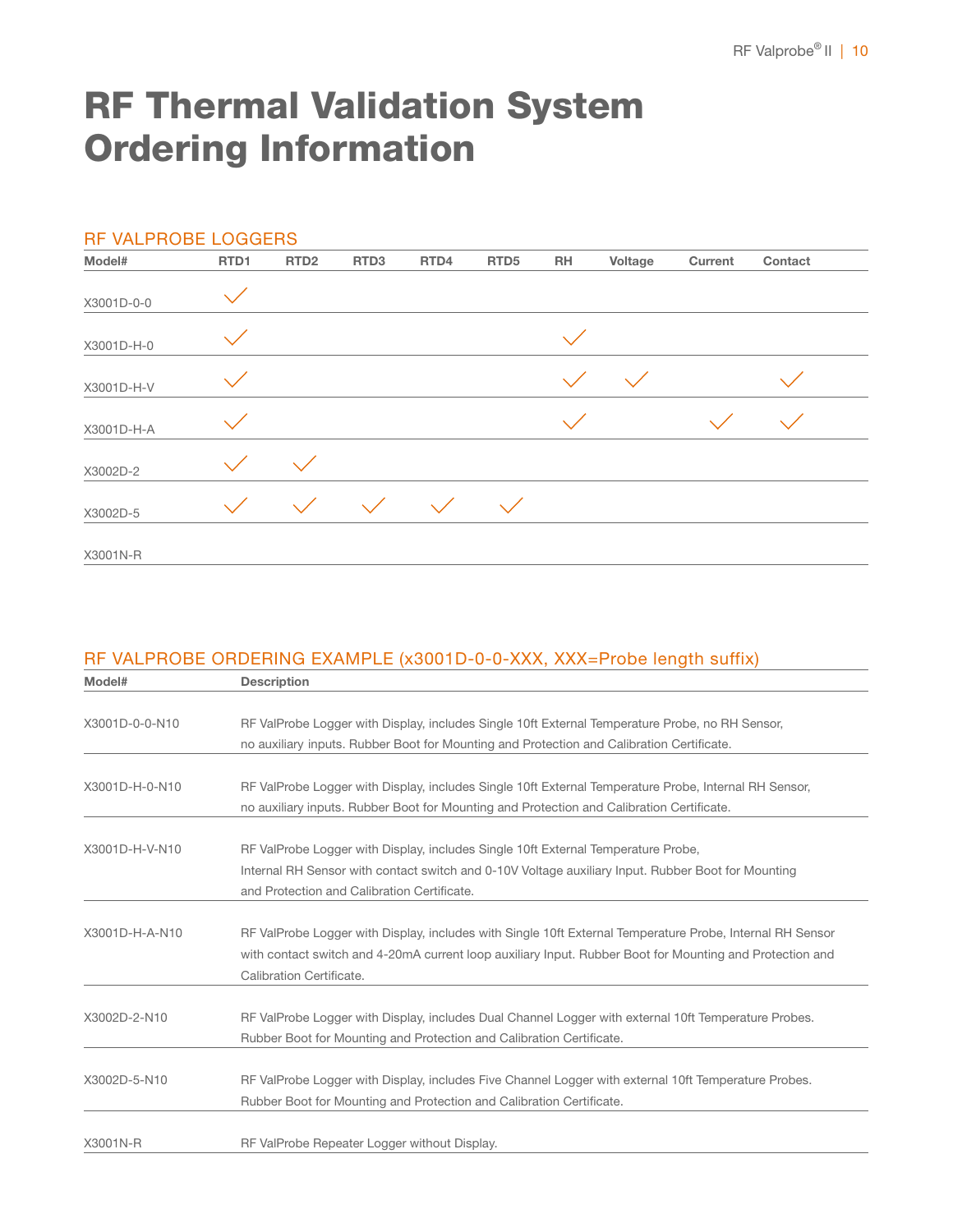# RF Thermal Validation System Ordering Information

## RF VALPROBE LOGGERS

| Model# | RTD1 | RTD2 | RTD3 | RTD4 | RTD5 | RH | Voltage | Current | Contact |
|---|---|---|---|---|---|---|---|---|---|
| X3001D-0-0 | ✓ | | | | | | | | |
| X3001D-H-0 | ✓ | | | | | ✓ | | | |
| X3001D-H-V | ✓ | | | | | ✓ | ✓ | | ✓ |
| X3001D-H-A | ✓ | | | | | ✓ | | ✓ | ✓ |
| X3002D-2 | ✓ | ✓ | | | | | | | |
| X3002D-5 | ✓ | ✓ | ✓ | ✓ | ✓ | | | | |
| X3001N-R | | | | | | | | | |

## RF VALPROBE ORDERING EXAMPLE (x3001D-0-0-XXX, XXX=Probe length suffix)

| Model# | Description |
|---|---|
| X3001D-0-0-N10 | RF ValProbe Logger with Display, includes Single 10ft External Temperature Probe, no RH Sensor, no auxiliary inputs. Rubber Boot for Mounting and Protection and Calibration Certificate. |
| X3001D-H-0-N10 | RF ValProbe Logger with Display, includes Single 10ft External Temperature Probe, Internal RH Sensor, no auxiliary inputs. Rubber Boot for Mounting and Protection and Calibration Certificate. |
| X3001D-H-V-N10 | RF ValProbe Logger with Display, includes Single 10ft External Temperature Probe, Internal RH Sensor with contact switch and 0-10V Voltage auxiliary Input. Rubber Boot for Mounting and Protection and Calibration Certificate. |
| X3001D-H-A-N10 | RF ValProbe Logger with Display, includes with Single 10ft External Temperature Probe, Internal RH Sensor with contact switch and 4-20mA current loop auxiliary Input. Rubber Boot for Mounting and Protection and Calibration Certificate. |
| X3002D-2-N10 | RF ValProbe Logger with Display, includes Dual Channel Logger with external 10ft Temperature Probes. Rubber Boot for Mounting and Protection and Calibration Certificate. |
| X3002D-5-N10 | RF ValProbe Logger with Display, includes Five Channel Logger with external 10ft Temperature Probes. Rubber Boot for Mounting and Protection and Calibration Certificate. |
| X3001N-R | RF ValProbe Repeater Logger without Display. |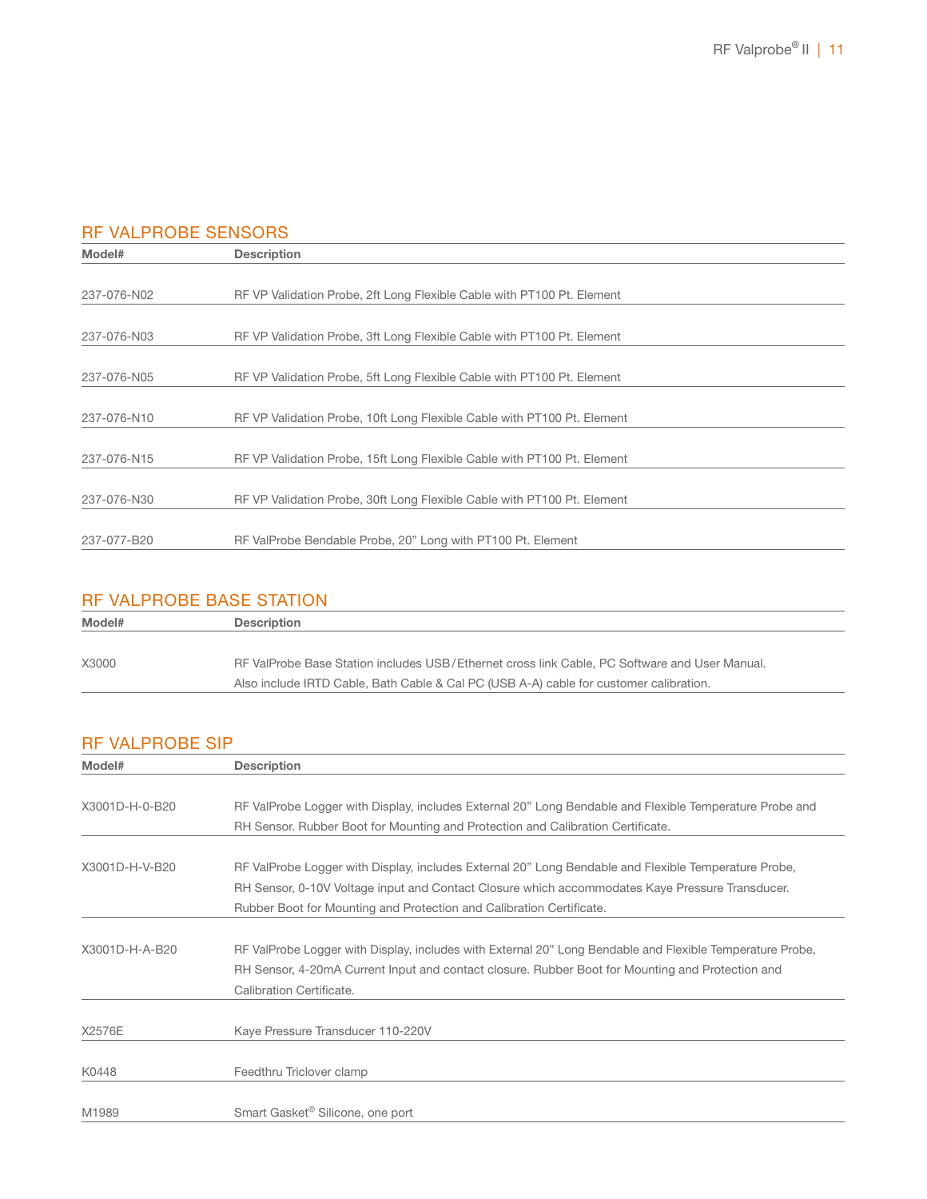## RF VALPROBE SENSORS

| Model# | Description |
|---|---|
| 237-076-N02 | RF VP Validation Probe, 2ft Long Flexible Cable with PT100 Pt. Element |
| 237-076-N03 | RF VP Validation Probe, 3ft Long Flexible Cable with PT100 Pt. Element |
| 237-076-N05 | RF VP Validation Probe, 5ft Long Flexible Cable with PT100 Pt. Element |
| 237-076-N10 | RF VP Validation Probe, 10ft Long Flexible Cable with PT100 Pt. Element |
| 237-076-N15 | RF VP Validation Probe, 15ft Long Flexible Cable with PT100 Pt. Element |
| 237-076-N30 | RF VP Validation Probe, 30ft Long Flexible Cable with PT100 Pt. Element |
| 237-077-B20 | RF ValProbe Bendable Probe, 20” Long with PT100 Pt. Element |

## RF VALPROBE BASE STATION

| Model# | Description |
|---|---|
| X3000 | RF ValProbe Base Station includes USB/Ethernet cross link Cable, PC Software and User Manual. Also include IRTD Cable, Bath Cable & Cal PC (USB A-A) cable for customer calibration. |

## RF VALPROBE SIP

| Model# | Description |
|---|---|
| X3001D-H-0-B20 | RF ValProbe Logger with Display, includes External 20” Long Bendable and Flexible Temperature Probe and RH Sensor. Rubber Boot for Mounting and Protection and Calibration Certificate. |
| X3001D-H-V-B20 | RF ValProbe Logger with Display, includes External 20” Long Bendable and Flexible Temperature Probe, RH Sensor, 0-10V Voltage input and Contact Closure which accommodates Kaye Pressure Transducer. Rubber Boot for Mounting and Protection and Calibration Certificate. |
| X3001D-H-A-B20 | RF ValProbe Logger with Display, includes with External 20” Long Bendable and Flexible Temperature Probe, RH Sensor, 4-20mA Current Input and contact closure. Rubber Boot for Mounting and Protection and Calibration Certificate. |
| X2576E | Kaye Pressure Transducer 110-220V |
| K0448 | Feedthru Triclover clamp |
| M1989 | Smart Gasket® Silicone, one port |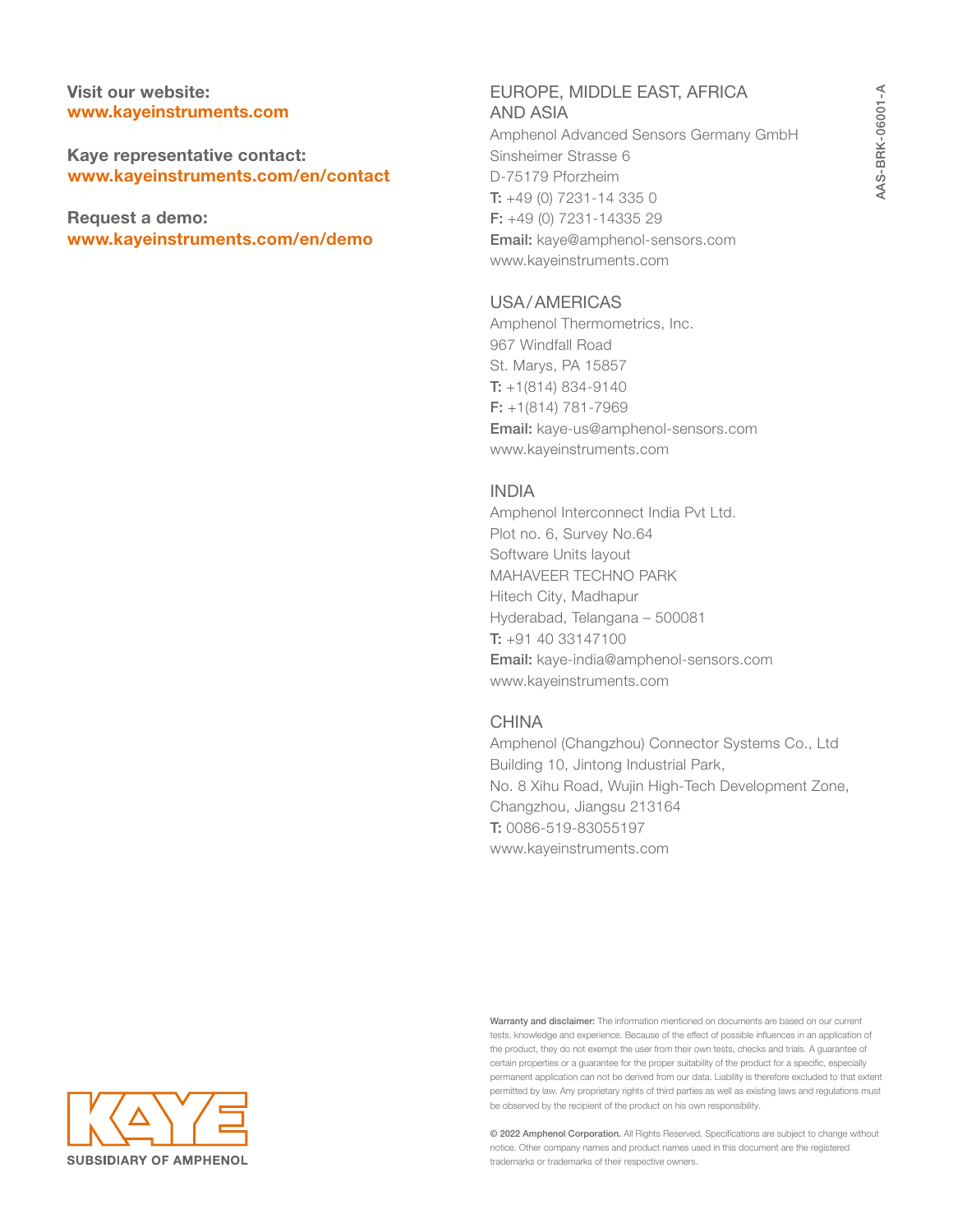**Visit our website:**
**www.kayeinstruments.com**

**Kaye representative contact:**
**www.kayeinstruments.com/en/contact**

**Request a demo:**
**www.kayeinstruments.com/en/demo**

## EUROPE, MIDDLE EAST, AFRICA AND ASIA

Amphenol Advanced Sensors Germany GmbH
Sinsheimer Strasse 6
D-75179 Pforzheim
**T:** +49 (0) 7231-14 335 0
**F:** +49 (0) 7231-14335 29
**Email:** kaye@amphenol-sensors.com
www.kayeinstruments.com

## USA / AMERICAS

Amphenol Thermometrics, Inc.
967 Windfall Road
St. Marys, PA 15857
**T:** +1(814) 834-9140
**F:** +1(814) 781-7969
**Email:** kaye-us@amphenol-sensors.com
www.kayeinstruments.com

## INDIA

Amphenol Interconnect India Pvt Ltd.
Plot no. 6, Survey No.64
Software Units layout
MAHAVEER TECHNO PARK
Hitech City, Madhapur
Hyderabad, Telangana – 500081
**T:** +91 40 33147100
**Email:** kaye-india@amphenol-sensors.com
www.kayeinstruments.com

## CHINA

Amphenol (Changzhou) Connector Systems Co., Ltd
Building 10, Jintong Industrial Park,
No. 8 Xihu Road, Wujin High-Tech Development Zone,
Changzhou, Jiangsu 213164
**T:** 0086-519-83055197
www.kayeinstruments.com

AAS-BRK-06001-A

KAYE
SUBSIDIARY OF AMPHENOL

**Warranty and disclaimer:** The information mentioned on documents are based on our current tests, knowledge and experience. Because of the effect of possible influences in an application of the product, they do not exempt the user from their own tests, checks and trials. A guarantee of certain properties or a guarantee for the proper suitability of the product for a specific, especially permanent application can not be derived from our data. Liability is therefore excluded to that extent permitted by law. Any proprietary rights of third parties as well as existing laws and regulations must be observed by the recipient of the product on his own responsibility.

**© 2022 Amphenol Corporation.** All Rights Reserved. Specifications are subject to change without notice. Other company names and product names used in this document are the registered trademarks or trademarks of their respective owners.